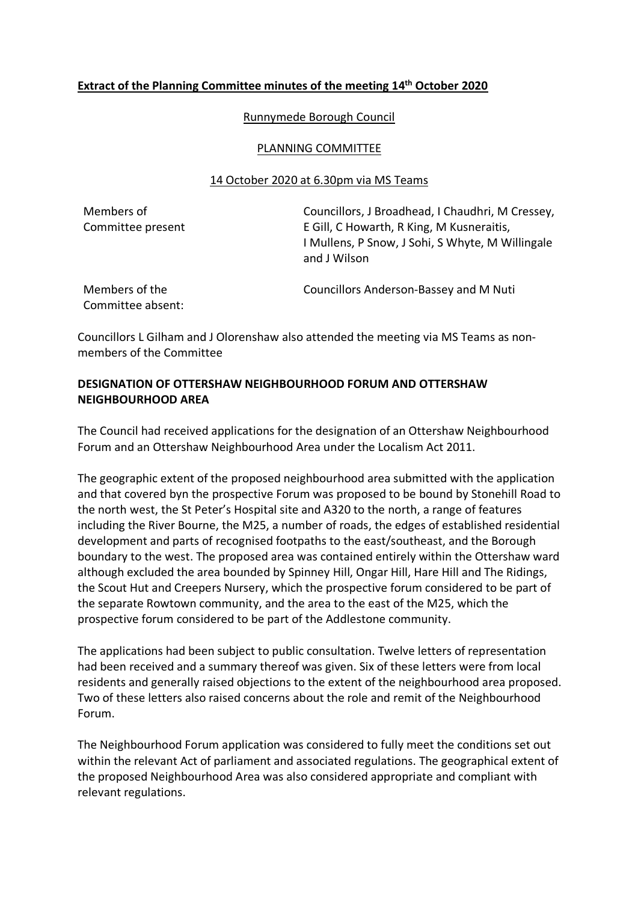**Extract of the Planning Committee minutes of the meeting 14th October 2020**

Runnymede Borough Council

PLANNING COMMITTEE

14 October 2020 at 6.30pm via MS Teams

| Members of Committee present | Councillors, J Broadhead, I Chaudhri, M Cressey, E Gill, C Howarth, R King, M Kusneraitis, I Mullens, P Snow, J Sohi, S Whyte, M Willingale and J Wilson |
|---|---|
| Members of the Committee absent: | Councillors Anderson-Bassey and M Nuti |

Councillors L Gilham and J Olorenshaw also attended the meeting via MS Teams as non-members of the Committee

**DESIGNATION OF OTTERSHAW NEIGHBOURHOOD FORUM AND OTTERSHAW NEIGHBOURHOOD AREA**

The Council had received applications for the designation of an Ottershaw Neighbourhood Forum and an Ottershaw Neighbourhood Area under the Localism Act 2011.

The geographic extent of the proposed neighbourhood area submitted with the application and that covered byn the prospective Forum was proposed to be bound by Stonehill Road to the north west, the St Peter's Hospital site and A320 to the north, a range of features including the River Bourne, the M25, a number of roads, the edges of established residential development and parts of recognised footpaths to the east/southeast, and the Borough boundary to the west. The proposed area was contained entirely within the Ottershaw ward although excluded the area bounded by Spinney Hill, Ongar Hill, Hare Hill and The Ridings, the Scout Hut and Creepers Nursery, which the prospective forum considered to be part of the separate Rowtown community, and the area to the east of the M25, which the prospective forum considered to be part of the Addlestone community.

The applications had been subject to public consultation. Twelve letters of representation had been received and a summary thereof was given. Six of these letters were from local residents and generally raised objections to the extent of the neighbourhood area proposed. Two of these letters also raised concerns about the role and remit of the Neighbourhood Forum.

The Neighbourhood Forum application was considered to fully meet the conditions set out within the relevant Act of parliament and associated regulations. The geographical extent of the proposed Neighbourhood Area was also considered appropriate and compliant with relevant regulations.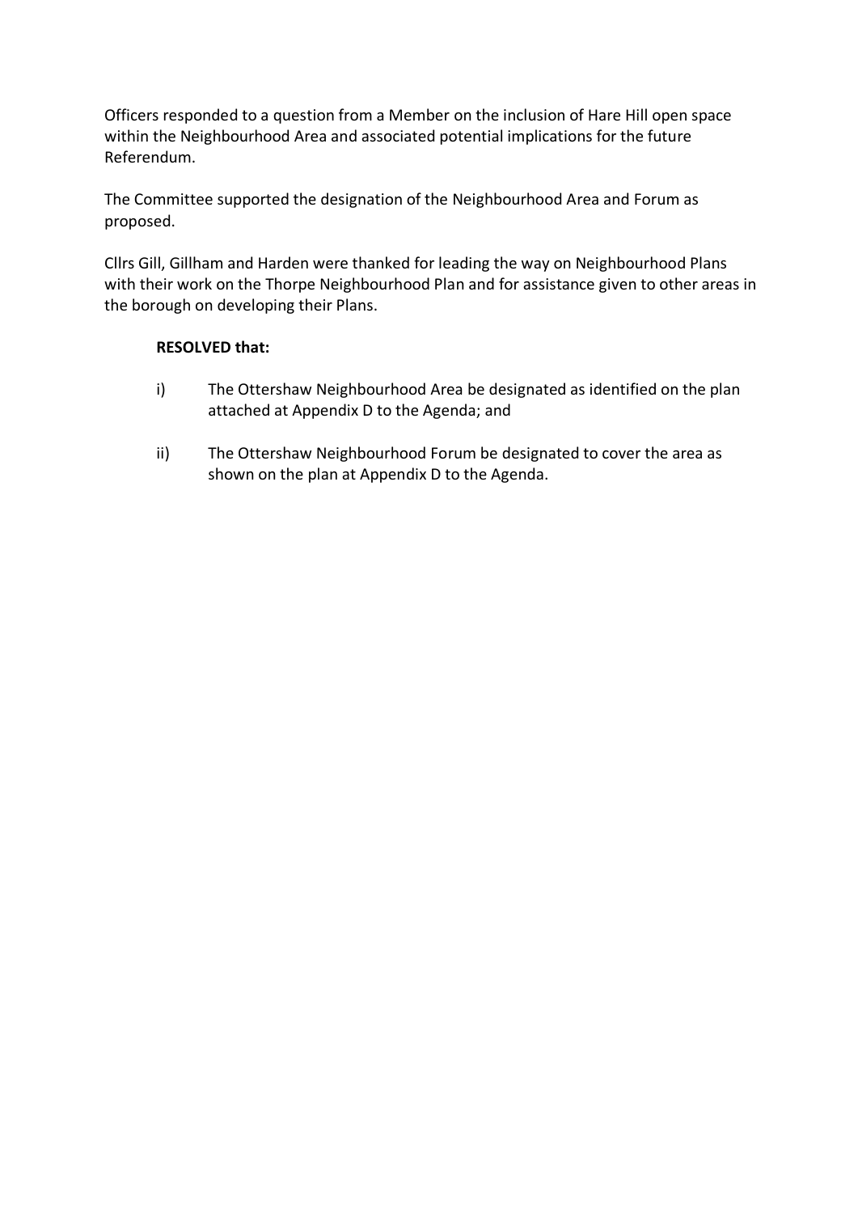Officers responded to a question from a Member on the inclusion of Hare Hill open space within the Neighbourhood Area and associated potential implications for the future Referendum.

The Committee supported the designation of the Neighbourhood Area and Forum as proposed.

Cllrs Gill, Gillham and Harden were thanked for leading the way on Neighbourhood Plans with their work on the Thorpe Neighbourhood Plan and for assistance given to other areas in the borough on developing their Plans.

**RESOLVED that:**

i) The Ottershaw Neighbourhood Area be designated as identified on the plan attached at Appendix D to the Agenda; and

ii) The Ottershaw Neighbourhood Forum be designated to cover the area as shown on the plan at Appendix D to the Agenda.